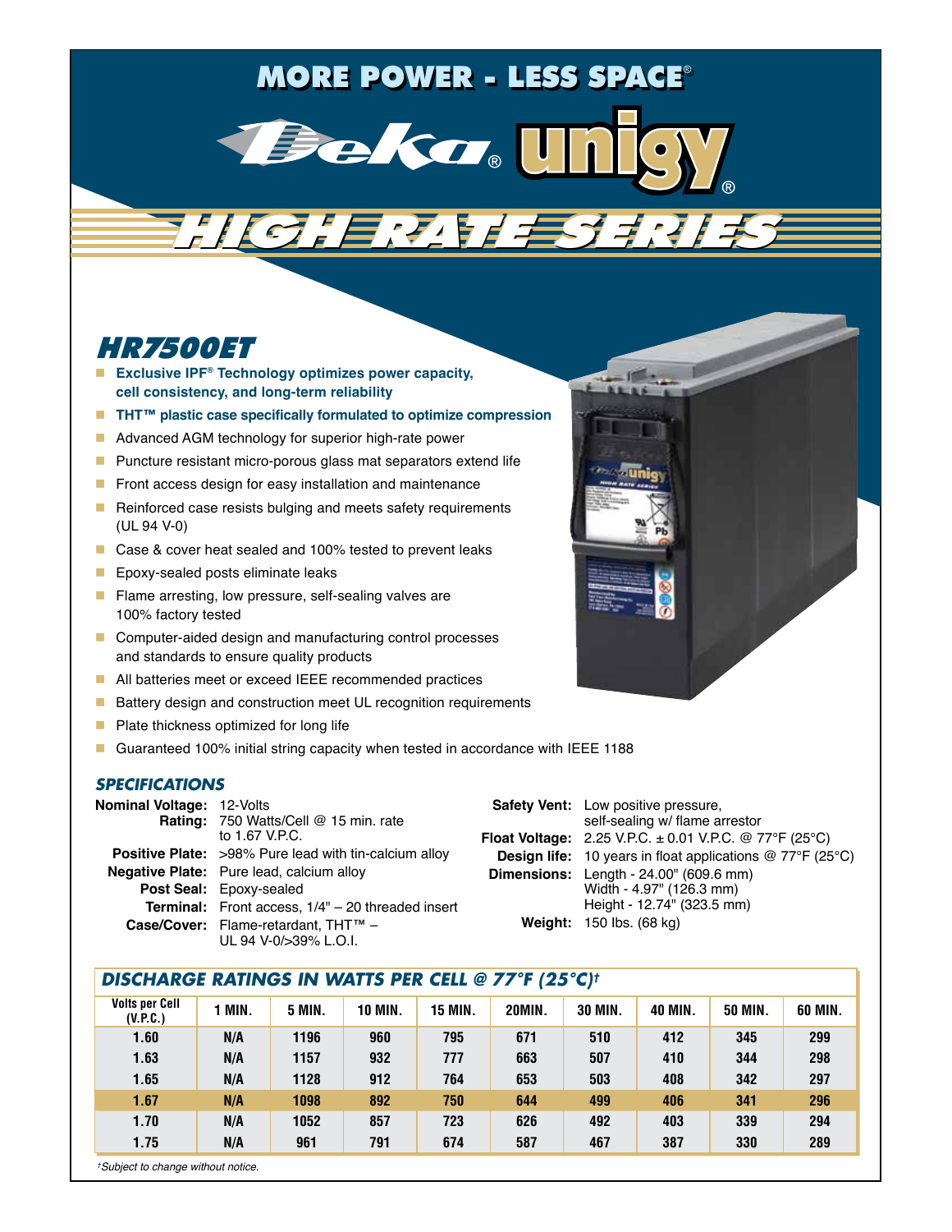MORE POWER - LESS SPACE®

Deka® unigy®

HIGH RATE SERIES

# HR7500ET

- **Exclusive IPF® Technology optimizes power capacity, cell consistency, and long-term reliability**
- **THT™ plastic case specifically formulated to optimize compression**
- Advanced AGM technology for superior high-rate power
- Puncture resistant micro-porous glass mat separators extend life
- Front access design for easy installation and maintenance
- Reinforced case resists bulging and meets safety requirements (UL 94 V-0)
- Case & cover heat sealed and 100% tested to prevent leaks
- Epoxy-sealed posts eliminate leaks
- Flame arresting, low pressure, self-sealing valves are 100% factory tested
- Computer-aided design and manufacturing control processes and standards to ensure quality products
- All batteries meet or exceed IEEE recommended practices
- Battery design and construction meet UL recognition requirements
- Plate thickness optimized for long life
- Guaranteed 100% initial string capacity when tested in accordance with IEEE 1188

## SPECIFICATIONS

**Nominal Voltage:** 12-Volts
**Rating:** 750 Watts/Cell @ 15 min. rate to 1.67 V.P.C.
**Positive Plate:** >98% Pure lead with tin-calcium alloy
**Negative Plate:** Pure lead, calcium alloy
**Post Seal:** Epoxy-sealed
**Terminal:** Front access, 1/4" – 20 threaded insert
**Case/Cover:** Flame-retardant, THT™ – UL 94 V-0/>39% L.O.I.

**Safety Vent:** Low positive pressure, self-sealing w/ flame arrestor
**Float Voltage:** 2.25 V.P.C. ± 0.01 V.P.C. @ 77°F (25°C)
**Design life:** 10 years in float applications @ 77°F (25°C)
**Dimensions:** Length - 24.00" (609.6 mm)
Width - 4.97" (126.3 mm)
Height - 12.74" (323.5 mm)
**Weight:** 150 lbs. (68 kg)

## DISCHARGE RATINGS IN WATTS PER CELL @ 77°F (25°C)†

| Volts per Cell (V.P.C.) | 1 MIN. | 5 MIN. | 10 MIN. | 15 MIN. | 20MIN. | 30 MIN. | 40 MIN. | 50 MIN. | 60 MIN. |
|---|---|---|---|---|---|---|---|---|---|
| 1.60 | N/A | 1196 | 960 | 795 | 671 | 510 | 412 | 345 | 299 |
| 1.63 | N/A | 1157 | 932 | 777 | 663 | 507 | 410 | 344 | 298 |
| 1.65 | N/A | 1128 | 912 | 764 | 653 | 503 | 408 | 342 | 297 |
| 1.67 | N/A | 1098 | 892 | 750 | 644 | 499 | 406 | 341 | 296 |
| 1.70 | N/A | 1052 | 857 | 723 | 626 | 492 | 403 | 339 | 294 |
| 1.75 | N/A | 961 | 791 | 674 | 587 | 467 | 387 | 330 | 289 |

*†Subject to change without notice.*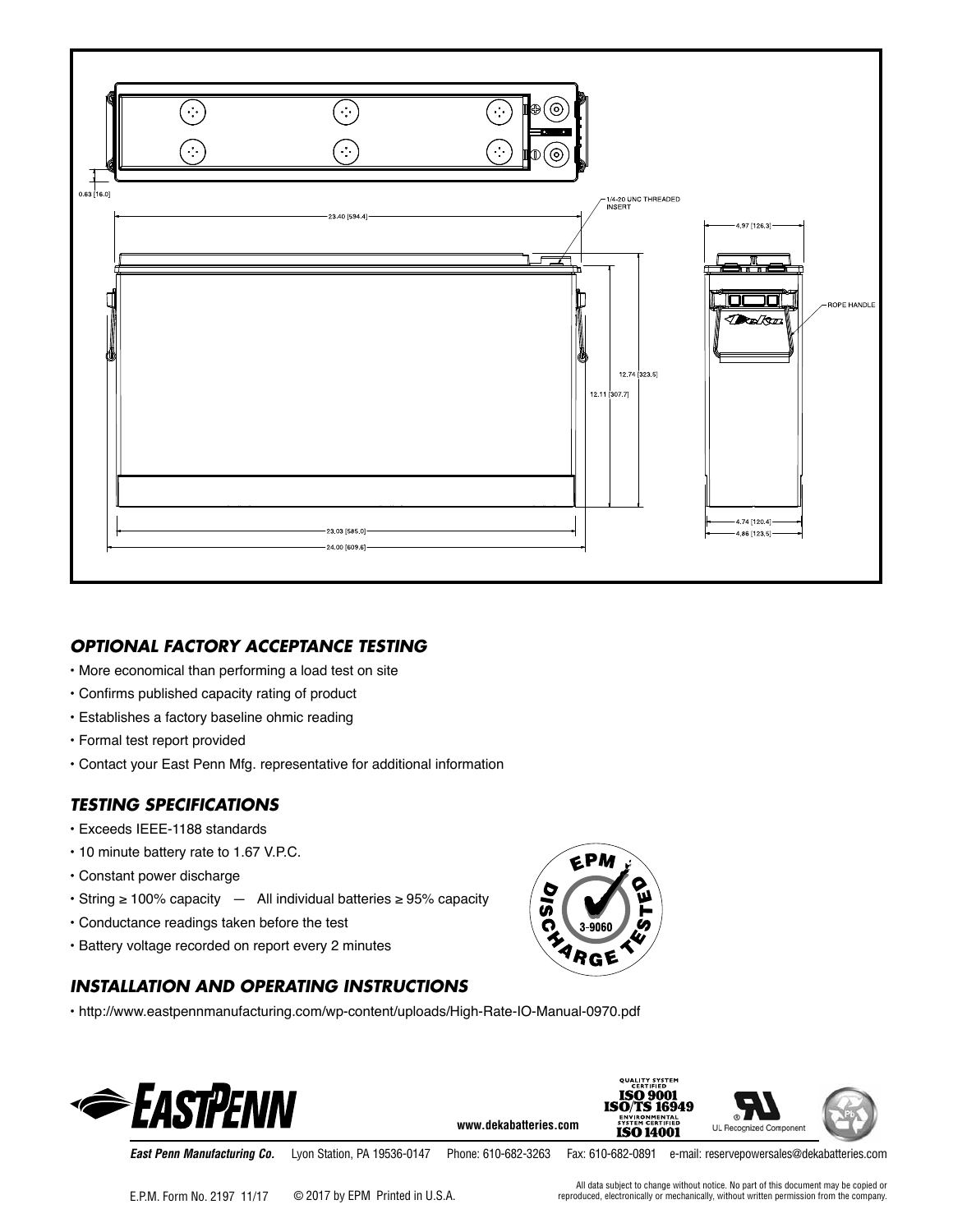0.63 [16.0]

23.40 [594.4]

1/4-20 UNC THREADED INSERT

4.97 [126.3]

ROPE HANDLE

12.74 [323.5]

12.11 [307.7]

23.03 [585.0]

24.00 [609.6]

4.74 [120.4]

4.86 [123.5]

### *OPTIONAL FACTORY ACCEPTANCE TESTING*

- More economical than performing a load test on site
- Confirms published capacity rating of product
- Establishes a factory baseline ohmic reading
- Formal test report provided
- Contact your East Penn Mfg. representative for additional information

### *TESTING SPECIFICATIONS*

- Exceeds IEEE-1188 standards
- 10 minute battery rate to 1.67 V.P.C.
- Constant power discharge
- String ≥ 100% capacity — All individual batteries ≥ 95% capacity
- Conductance readings taken before the test
- Battery voltage recorded on report every 2 minutes

EPM DISCHARGE TESTED 3-9060

### *INSTALLATION AND OPERATING INSTRUCTIONS*

- http://www.eastpennmanufacturing.com/wp-content/uploads/High-Rate-IO-Manual-0970.pdf

EASTPENN

www.dekabatteries.com

QUALITY SYSTEM CERTIFIED ISO 9001 ISO/TS 16949 ENVIRONMENTAL SYSTEM CERTIFIED ISO 14001

UL Recognized Component

***East Penn Manufacturing Co.*** Lyon Station, PA 19536-0147 Phone: 610-682-3263 Fax: 610-682-0891 e-mail: reservepowersales@dekabatteries.com

E.P.M. Form No. 2197 11/17 © 2017 by EPM Printed in U.S.A.

All data subject to change without notice. No part of this document may be copied or reproduced, electronically or mechanically, without written permission from the company.